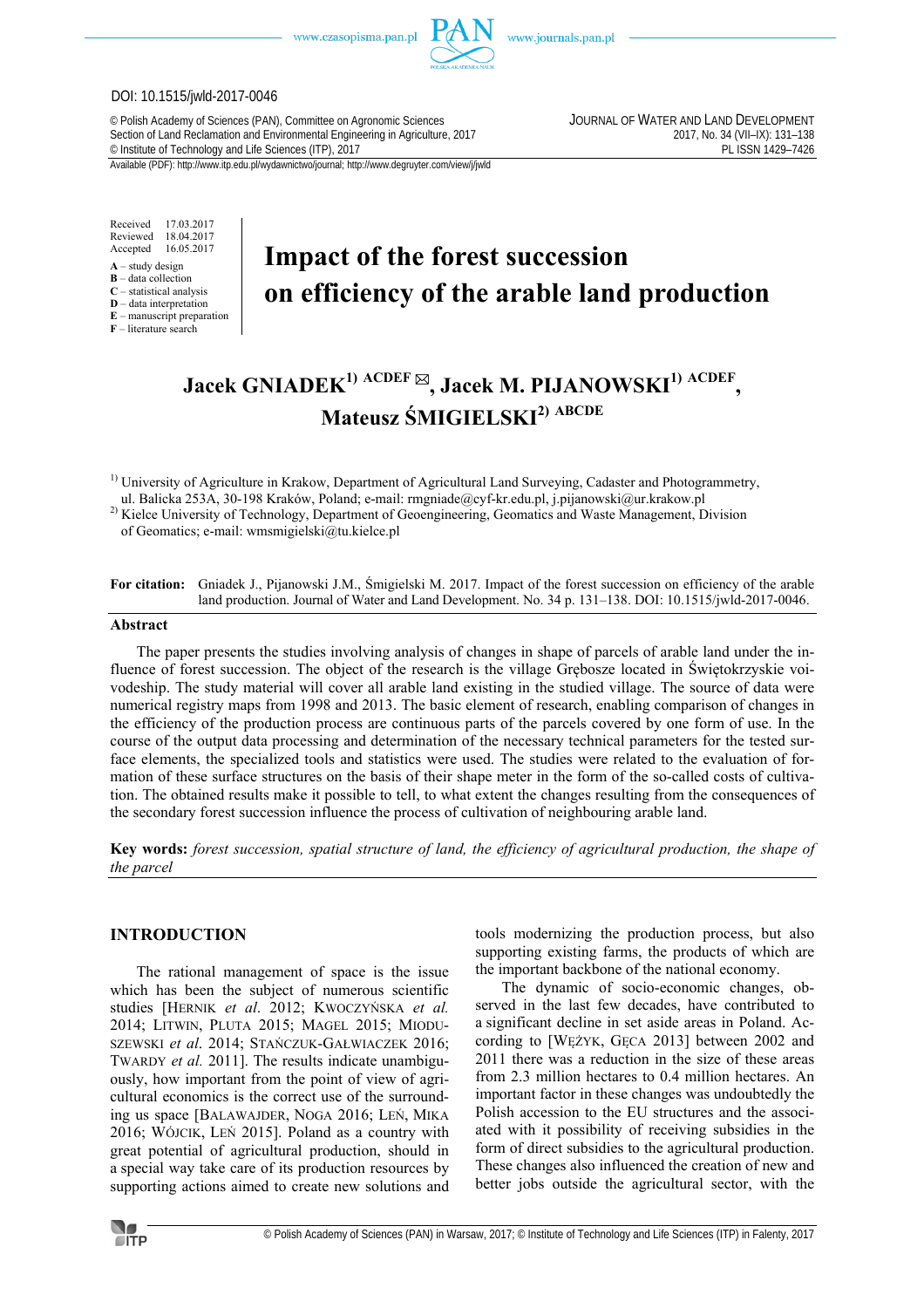DOI: 10.1515/jwld-2017-0046

© Polish Academy of Sciences (PAN), Committee on Agronomic Sciences
Section of Land Reclamation and Environmental Engineering in Agriculture, 2017
© Institute of Technology and Life Sciences (ITP), 2017

JOURNAL OF WATER AND LAND DEVELOPMENT
2017, No. 34 (VII–IX): 131–138
PL ISSN 1429–7426

Available (PDF): http://www.itp.edu.pl/wydawnictwo/journal; http://www.degruyter.com/view/j/jwld

Received 17.03.2017
Reviewed 18.04.2017
Accepted 16.05.2017

**A** – study design
**B** – data collection
**C** – statistical analysis
**D** – data interpretation
**E** – manuscript preparation
**F** – literature search

# Impact of the forest succession on efficiency of the arable land production

**Jacek GNIADEK[1] ACDEF ✉, Jacek M. PIJANOWSKI[1] ACDEF, Mateusz ŚMIGIELSKI[2] ABCDE**

[1] University of Agriculture in Krakow, Department of Agricultural Land Surveying, Cadaster and Photogrammetry, ul. Balicka 253A, 30-198 Kraków, Poland; e-mail: rmgniade@cyf-kr.edu.pl, j.pijanowski@ur.krakow.pl

[2] Kielce University of Technology, Department of Geoengineering, Geomatics and Waste Management, Division of Geomatics; e-mail: wmsmigielski@tu.kielce.pl

**For citation:** Gniadek J., Pijanowski J.M., Śmigielski M. 2017. Impact of the forest succession on efficiency of the arable land production. Journal of Water and Land Development. No. 34 p. 131–138. DOI: 10.1515/jwld-2017-0046.

## Abstract

The paper presents the studies involving analysis of changes in shape of parcels of arable land under the influence of forest succession. The object of the research is the village Grębosze located in Świętokrzyskie voivodeship. The study material will cover all arable land existing in the studied village. The source of data were numerical registry maps from 1998 and 2013. The basic element of research, enabling comparison of changes in the efficiency of the production process are continuous parts of the parcels covered by one form of use. In the course of the output data processing and determination of the necessary technical parameters for the tested surface elements, the specialized tools and statistics were used. The studies were related to the evaluation of formation of these surface structures on the basis of their shape meter in the form of the so-called costs of cultivation. The obtained results make it possible to tell, to what extent the changes resulting from the consequences of the secondary forest succession influence the process of cultivation of neighbouring arable land.

**Key words:** *forest succession, spatial structure of land, the efficiency of agricultural production, the shape of the parcel*

## INTRODUCTION

The rational management of space is the issue which has been the subject of numerous scientific studies [HERNIK *et al*. 2012; KWOCZYŃSKA *et al.* 2014; LITWIN, PLUTA 2015; MAGEL 2015; MIODUSZEWSKI *et al*. 2014; STAŃCZUK-GAŁWIACZEK 2016; TWARDY *et al.* 2011]. The results indicate unambiguously, how important from the point of view of agricultural economics is the correct use of the surrounding us space [BALAWAJDER, NOGA 2016; LEŃ, MIKA 2016; WÓJCIK, LEŃ 2015]. Poland as a country with great potential of agricultural production, should in a special way take care of its production resources by supporting actions aimed to create new solutions and tools modernizing the production process, but also supporting existing farms, the products of which are the important backbone of the national economy.

The dynamic of socio-economic changes, observed in the last few decades, have contributed to a significant decline in set aside areas in Poland. According to [WĘŻYK, GĘCA 2013] between 2002 and 2011 there was a reduction in the size of these areas from 2.3 million hectares to 0.4 million hectares. An important factor in these changes was undoubtedly the Polish accession to the EU structures and the associated with it possibility of receiving subsidies in the form of direct subsidies to the agricultural production. These changes also influenced the creation of new and better jobs outside the agricultural sector, with the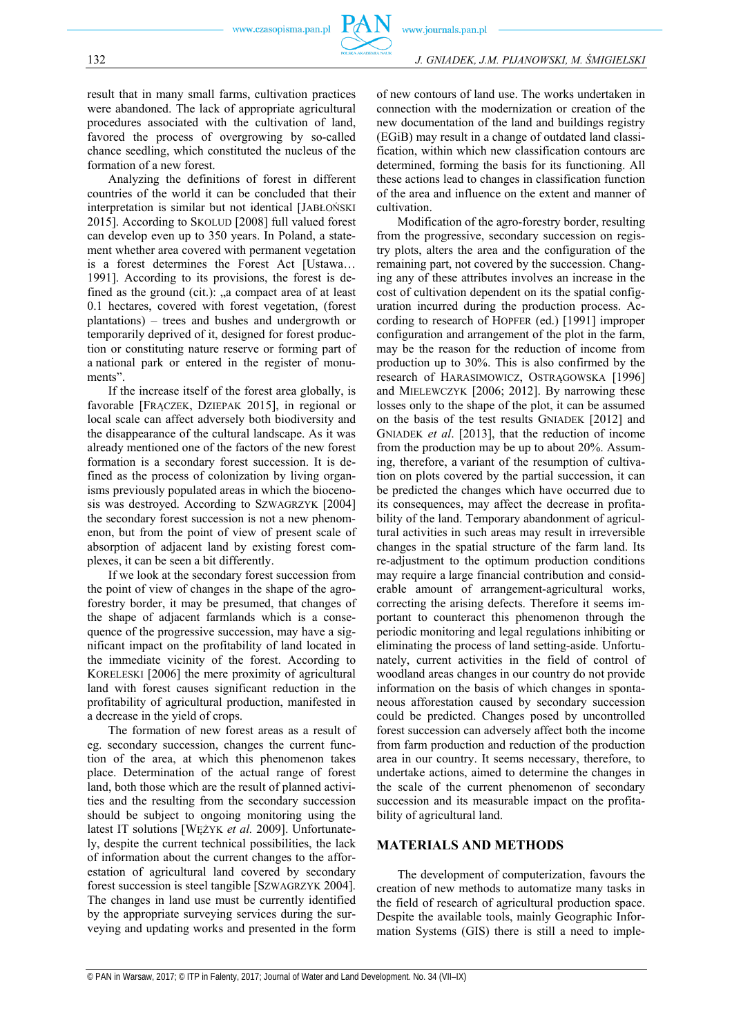result that in many small farms, cultivation practices were abandoned. The lack of appropriate agricultural procedures associated with the cultivation of land, favored the process of overgrowing by so-called chance seedling, which constituted the nucleus of the formation of a new forest.

Analyzing the definitions of forest in different countries of the world it can be concluded that their interpretation is similar but not identical [JABŁOŃSKI 2015]. According to SKOLUD [2008] full valued forest can develop even up to 350 years. In Poland, a statement whether area covered with permanent vegetation is a forest determines the Forest Act [Ustawa… 1991]. According to its provisions, the forest is defined as the ground (cit.): „a compact area of at least 0.1 hectares, covered with forest vegetation, (forest plantations) – trees and bushes and undergrowth or temporarily deprived of it, designed for forest production or constituting nature reserve or forming part of a national park or entered in the register of monuments".

If the increase itself of the forest area globally, is favorable [FRĄCZEK, DZIEPAK 2015], in regional or local scale can affect adversely both biodiversity and the disappearance of the cultural landscape. As it was already mentioned one of the factors of the new forest formation is a secondary forest succession. It is defined as the process of colonization by living organisms previously populated areas in which the biocenosis was destroyed. According to SZWAGRZYK [2004] the secondary forest succession is not a new phenomenon, but from the point of view of present scale of absorption of adjacent land by existing forest complexes, it can be seen a bit differently.

If we look at the secondary forest succession from the point of view of changes in the shape of the agro-forestry border, it may be presumed, that changes of the shape of adjacent farmlands which is a consequence of the progressive succession, may have a significant impact on the profitability of land located in the immediate vicinity of the forest. According to KORELESKI [2006] the mere proximity of agricultural land with forest causes significant reduction in the profitability of agricultural production, manifested in a decrease in the yield of crops.

The formation of new forest areas as a result of eg. secondary succession, changes the current function of the area, at which this phenomenon takes place. Determination of the actual range of forest land, both those which are the result of planned activities and the resulting from the secondary succession should be subject to ongoing monitoring using the latest IT solutions [WĘŻYK *et al.* 2009]. Unfortunately, despite the current technical possibilities, the lack of information about the current changes to the afforestation of agricultural land covered by secondary forest succession is steel tangible [SZWAGRZYK 2004]. The changes in land use must be currently identified by the appropriate surveying services during the surveying and updating works and presented in the form of new contours of land use. The works undertaken in connection with the modernization or creation of the new documentation of the land and buildings registry (EGiB) may result in a change of outdated land classification, within which new classification contours are determined, forming the basis for its functioning. All these actions lead to changes in classification function of the area and influence on the extent and manner of cultivation.

Modification of the agro-forestry border, resulting from the progressive, secondary succession on registry plots, alters the area and the configuration of the remaining part, not covered by the succession. Changing any of these attributes involves an increase in the cost of cultivation dependent on its the spatial configuration incurred during the production process. According to research of HOPFER (ed.) [1991] improper configuration and arrangement of the plot in the farm, may be the reason for the reduction of income from production up to 30%. This is also confirmed by the research of HARASIMOWICZ, OSTRĄGOWSKA [1996] and MIELEWCZYK [2006; 2012]. By narrowing these losses only to the shape of the plot, it can be assumed on the basis of the test results GNIADEK [2012] and GNIADEK *et al*. [2013], that the reduction of income from the production may be up to about 20%. Assuming, therefore, a variant of the resumption of cultivation on plots covered by the partial succession, it can be predicted the changes which have occurred due to its consequences, may affect the decrease in profitability of the land. Temporary abandonment of agricultural activities in such areas may result in irreversible changes in the spatial structure of the farm land. Its re-adjustment to the optimum production conditions may require a large financial contribution and considerable amount of arrangement-agricultural works, correcting the arising defects. Therefore it seems important to counteract this phenomenon through the periodic monitoring and legal regulations inhibiting or eliminating the process of land setting-aside. Unfortunately, current activities in the field of control of woodland areas changes in our country do not provide information on the basis of which changes in spontaneous afforestation caused by secondary succession could be predicted. Changes posed by uncontrolled forest succession can adversely affect both the income from farm production and reduction of the production area in our country. It seems necessary, therefore, to undertake actions, aimed to determine the changes in the scale of the current phenomenon of secondary succession and its measurable impact on the profitability of agricultural land.

## MATERIALS AND METHODS

The development of computerization, favours the creation of new methods to automatize many tasks in the field of research of agricultural production space. Despite the available tools, mainly Geographic Information Systems (GIS) there is still a need to imple-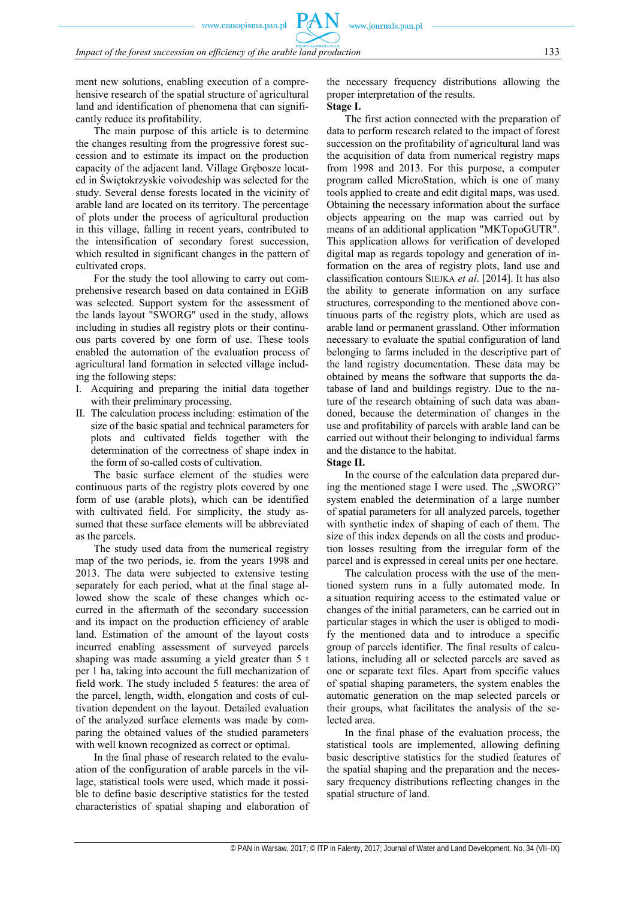ment new solutions, enabling execution of a comprehensive research of the spatial structure of agricultural land and identification of phenomena that can significantly reduce its profitability.

The main purpose of this article is to determine the changes resulting from the progressive forest succession and to estimate its impact on the production capacity of the adjacent land. Village Grębosze located in Świętokrzyskie voivodeship was selected for the study. Several dense forests located in the vicinity of arable land are located on its territory. The percentage of plots under the process of agricultural production in this village, falling in recent years, contributed to the intensification of secondary forest succession, which resulted in significant changes in the pattern of cultivated crops.

For the study the tool allowing to carry out comprehensive research based on data contained in EGiB was selected. Support system for the assessment of the lands layout "SWORG" used in the study, allows including in studies all registry plots or their continuous parts covered by one form of use. These tools enabled the automation of the evaluation process of agricultural land formation in selected village including the following steps:

I. Acquiring and preparing the initial data together with their preliminary processing.
II. The calculation process including: estimation of the size of the basic spatial and technical parameters for plots and cultivated fields together with the determination of the correctness of shape index in the form of so-called costs of cultivation.

The basic surface element of the studies were continuous parts of the registry plots covered by one form of use (arable plots), which can be identified with cultivated field. For simplicity, the study assumed that these surface elements will be abbreviated as the parcels.

The study used data from the numerical registry map of the two periods, ie. from the years 1998 and 2013. The data were subjected to extensive testing separately for each period, what at the final stage allowed show the scale of these changes which occurred in the aftermath of the secondary succession and its impact on the production efficiency of arable land. Estimation of the amount of the layout costs incurred enabling assessment of surveyed parcels shaping was made assuming a yield greater than 5 t per 1 ha, taking into account the full mechanization of field work. The study included 5 features: the area of the parcel, length, width, elongation and costs of cultivation dependent on the layout. Detailed evaluation of the analyzed surface elements was made by comparing the obtained values of the studied parameters with well known recognized as correct or optimal.

In the final phase of research related to the evaluation of the configuration of arable parcels in the village, statistical tools were used, which made it possible to define basic descriptive statistics for the tested characteristics of spatial shaping and elaboration of the necessary frequency distributions allowing the proper interpretation of the results.

**Stage I.**

The first action connected with the preparation of data to perform research related to the impact of forest succession on the profitability of agricultural land was the acquisition of data from numerical registry maps from 1998 and 2013. For this purpose, a computer program called MicroStation, which is one of many tools applied to create and edit digital maps, was used. Obtaining the necessary information about the surface objects appearing on the map was carried out by means of an additional application "MKTopoGUTR". This application allows for verification of developed digital map as regards topology and generation of information on the area of registry plots, land use and classification contours SIEJKA *et al*. [2014]. It has also the ability to generate information on any surface structures, corresponding to the mentioned above continuous parts of the registry plots, which are used as arable land or permanent grassland. Other information necessary to evaluate the spatial configuration of land belonging to farms included in the descriptive part of the land registry documentation. These data may be obtained by means the software that supports the database of land and buildings registry. Due to the nature of the research obtaining of such data was abandoned, because the determination of changes in the use and profitability of parcels with arable land can be carried out without their belonging to individual farms and the distance to the habitat.

**Stage II.**

In the course of the calculation data prepared during the mentioned stage I were used. The „SWORG" system enabled the determination of a large number of spatial parameters for all analyzed parcels, together with synthetic index of shaping of each of them. The size of this index depends on all the costs and production losses resulting from the irregular form of the parcel and is expressed in cereal units per one hectare.

The calculation process with the use of the mentioned system runs in a fully automated mode. In a situation requiring access to the estimated value or changes of the initial parameters, can be carried out in particular stages in which the user is obliged to modify the mentioned data and to introduce a specific group of parcels identifier. The final results of calculations, including all or selected parcels are saved as one or separate text files. Apart from specific values of spatial shaping parameters, the system enables the automatic generation on the map selected parcels or their groups, what facilitates the analysis of the selected area.

In the final phase of the evaluation process, the statistical tools are implemented, allowing defining basic descriptive statistics for the studied features of the spatial shaping and the preparation and the necessary frequency distributions reflecting changes in the spatial structure of land.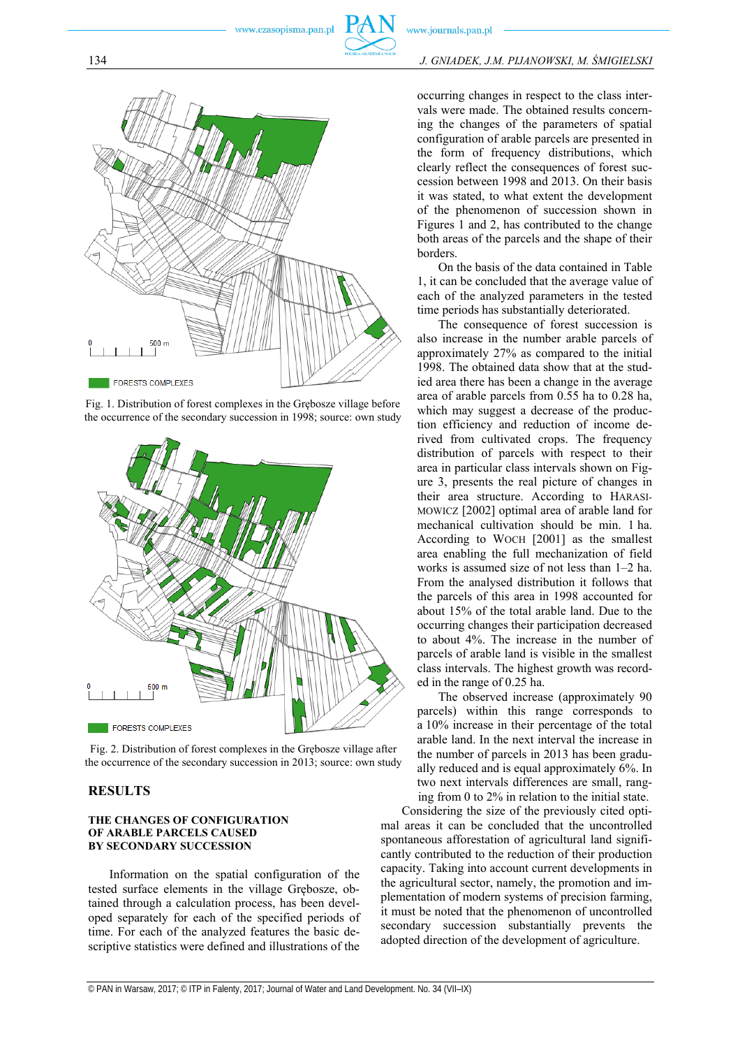Fig. 1. Distribution of forest complexes in the Grębosze village before the occurrence of the secondary succession in 1998; source: own study

Fig. 2. Distribution of forest complexes in the Grębosze village after the occurrence of the secondary succession in 2013; source: own study

## RESULTS

### THE CHANGES OF CONFIGURATION OF ARABLE PARCELS CAUSED BY SECONDARY SUCCESSION

Information on the spatial configuration of the tested surface elements in the village Grębosze, obtained through a calculation process, has been developed separately for each of the specified periods of time. For each of the analyzed features the basic descriptive statistics were defined and illustrations of the occurring changes in respect to the class intervals were made. The obtained results concerning the changes of the parameters of spatial configuration of arable parcels are presented in the form of frequency distributions, which clearly reflect the consequences of forest succession between 1998 and 2013. On their basis it was stated, to what extent the development of the phenomenon of succession shown in Figures 1 and 2, has contributed to the change both areas of the parcels and the shape of their borders.

On the basis of the data contained in Table 1, it can be concluded that the average value of each of the analyzed parameters in the tested time periods has substantially deteriorated.

The consequence of forest succession is also increase in the number arable parcels of approximately 27% as compared to the initial 1998. The obtained data show that at the studied area there has been a change in the average area of arable parcels from 0.55 ha to 0.28 ha, which may suggest a decrease of the production efficiency and reduction of income derived from cultivated crops. The frequency distribution of parcels with respect to their area in particular class intervals shown on Figure 3, presents the real picture of changes in their area structure. According to HARASIMOWICZ [2002] optimal area of arable land for mechanical cultivation should be min. 1 ha. According to WOCH [2001] as the smallest area enabling the full mechanization of field works is assumed size of not less than 1–2 ha. From the analysed distribution it follows that the parcels of this area in 1998 accounted for about 15% of the total arable land. Due to the occurring changes their participation decreased to about 4%. The increase in the number of parcels of arable land is visible in the smallest class intervals. The highest growth was recorded in the range of 0.25 ha.

The observed increase (approximately 90 parcels) within this range corresponds to a 10% increase in their percentage of the total arable land. In the next interval the increase in the number of parcels in 2013 has been gradually reduced and is equal approximately 6%. In two next intervals differences are small, ranging from 0 to 2% in relation to the initial state.

Considering the size of the previously cited optimal areas it can be concluded that the uncontrolled spontaneous afforestation of agricultural land significantly contributed to the reduction of their production capacity. Taking into account current developments in the agricultural sector, namely, the promotion and implementation of modern systems of precision farming, it must be noted that the phenomenon of uncontrolled secondary succession substantially prevents the adopted direction of the development of agriculture.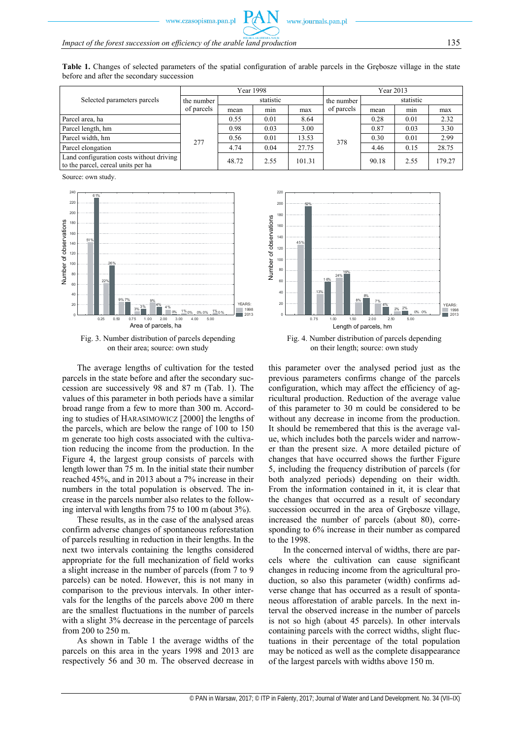**Table 1.** Changes of selected parameters of the spatial configuration of arable parcels in the Grębosze village in the state before and after the secondary succession

| Selected parameters parcels | Year 1998 | | | | Year 2013 | | | |
|---|---|---|---|---|---|---|---|---|
| | the number of parcels | statistic | | | the number of parcels | statistic | | |
| | | mean | min | max | | mean | min | max |
| Parcel area, ha | 277 | 0.55 | 0.01 | 8.64 | 378 | 0.28 | 0.01 | 2.32 |
| Parcel length, hm | | 0.98 | 0.03 | 3.00 | | 0.87 | 0.03 | 3.30 |
| Parcel width, hm | | 0.56 | 0.01 | 13.53 | | 0.30 | 0.01 | 2.99 |
| Parcel elongation | | 4.74 | 0.04 | 27.75 | | 4.46 | 0.15 | 28.75 |
| Land configuration costs without driving to the parcel, cereal units per ha | | 48.72 | 2.55 | 101.31 | | 90.18 | 2.55 | 179.27 |

Source: own study.

Fig. 3. Number distribution of parcels depending on their area; source: own study

Fig. 4. Number distribution of parcels depending on their length; source: own study

The average lengths of cultivation for the tested parcels in the state before and after the secondary succession are successively 98 and 87 m (Tab. 1). The values of this parameter in both periods have a similar broad range from a few to more than 300 m. According to studies of HARASIMOWICZ [2000] the lengths of the parcels, which are below the range of 100 to 150 m generate too high costs associated with the cultivation reducing the income from the production. In the Figure 4, the largest group consists of parcels with length lower than 75 m. In the initial state their number reached 45%, and in 2013 about a 7% increase in their numbers in the total population is observed. The increase in the parcels number also relates to the following interval with lengths from 75 to 100 m (about 3%).

These results, as in the case of the analysed areas confirm adverse changes of spontaneous reforestation of parcels resulting in reduction in their lengths. In the next two intervals containing the lengths considered appropriate for the full mechanization of field works a slight increase in the number of parcels (from 7 to 9 parcels) can be noted. However, this is not many in comparison to the previous intervals. In other intervals for the lengths of the parcels above 200 m there are the smallest fluctuations in the number of parcels with a slight 3% decrease in the percentage of parcels from 200 to 250 m.

As shown in Table 1 the average widths of the parcels on this area in the years 1998 and 2013 are respectively 56 and 30 m. The observed decrease in this parameter over the analysed period just as the previous parameters confirms change of the parcels configuration, which may affect the efficiency of agricultural production. Reduction of the average value of this parameter to 30 m could be considered to be without any decrease in income from the production. It should be remembered that this is the average value, which includes both the parcels wider and narrower than the present size. A more detailed picture of changes that have occurred shows the further Figure 5, including the frequency distribution of parcels (for both analyzed periods) depending on their width. From the information contained in it, it is clear that the changes that occurred as a result of secondary succession occurred in the area of Grębosze village, increased the number of parcels (about 80), corresponding to 6% increase in their number as compared to the 1998.

In the concerned interval of widths, there are parcels where the cultivation can cause significant changes in reducing income from the agricultural production, so also this parameter (width) confirms adverse change that has occurred as a result of spontaneous afforestation of arable parcels. In the next interval the observed increase in the number of parcels is not so high (about 45 parcels). In other intervals containing parcels with the correct widths, slight fluctuations in their percentage of the total population may be noticed as well as the complete disappearance of the largest parcels with widths above 150 m.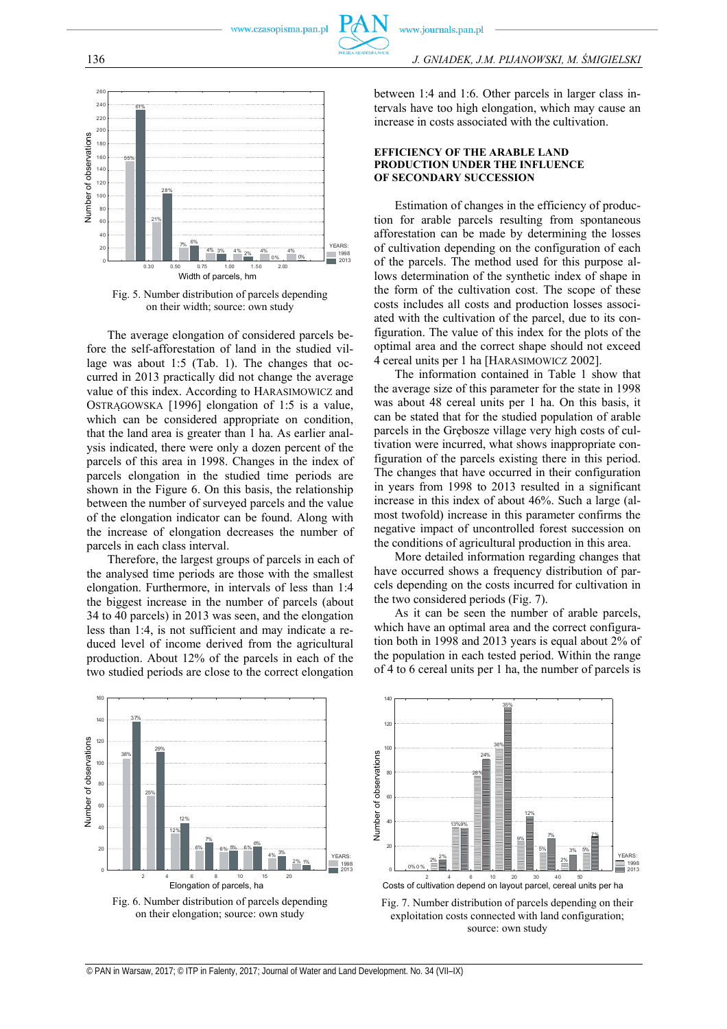Fig. 5. Number distribution of parcels depending on their width; source: own study

The average elongation of considered parcels before the self-afforestation of land in the studied village was about 1:5 (Tab. 1). The changes that occurred in 2013 practically did not change the average value of this index. According to HARASIMOWICZ and OSTRĄGOWSKA [1996] elongation of 1:5 is a value, which can be considered appropriate on condition, that the land area is greater than 1 ha. As earlier analysis indicated, there were only a dozen percent of the parcels of this area in 1998. Changes in the index of parcels elongation in the studied time periods are shown in the Figure 6. On this basis, the relationship between the number of surveyed parcels and the value of the elongation indicator can be found. Along with the increase of elongation decreases the number of parcels in each class interval.

Therefore, the largest groups of parcels in each of the analysed time periods are those with the smallest elongation. Furthermore, in intervals of less than 1:4 the biggest increase in the number of parcels (about 34 to 40 parcels) in 2013 was seen, and the elongation less than 1:4, is not sufficient and may indicate a reduced level of income derived from the agricultural production. About 12% of the parcels in each of the two studied periods are close to the correct elongation between 1:4 and 1:6. Other parcels in larger class intervals have too high elongation, which may cause an increase in costs associated with the cultivation.

## EFFICIENCY OF THE ARABLE LAND PRODUCTION UNDER THE INFLUENCE OF SECONDARY SUCCESSION

Estimation of changes in the efficiency of production for arable parcels resulting from spontaneous afforestation can be made by determining the losses of cultivation depending on the configuration of each of the parcels. The method used for this purpose allows determination of the synthetic index of shape in the form of the cultivation cost. The scope of these costs includes all costs and production losses associated with the cultivation of the parcel, due to its configuration. The value of this index for the plots of the optimal area and the correct shape should not exceed 4 cereal units per 1 ha [HARASIMOWICZ 2002].

The information contained in Table 1 show that the average size of this parameter for the state in 1998 was about 48 cereal units per 1 ha. On this basis, it can be stated that for the studied population of arable parcels in the Grębosze village very high costs of cultivation were incurred, what shows inappropriate configuration of the parcels existing there in this period. The changes that have occurred in their configuration in years from 1998 to 2013 resulted in a significant increase in this index of about 46%. Such a large (almost twofold) increase in this parameter confirms the negative impact of uncontrolled forest succession on the conditions of agricultural production in this area.

More detailed information regarding changes that have occurred shows a frequency distribution of parcels depending on the costs incurred for cultivation in the two considered periods (Fig. 7).

As it can be seen the number of arable parcels, which have an optimal area and the correct configuration both in 1998 and 2013 years is equal about 2% of the population in each tested period. Within the range of 4 to 6 cereal units per 1 ha, the number of parcels is

Fig. 6. Number distribution of parcels depending on their elongation; source: own study

Fig. 7. Number distribution of parcels depending on their exploitation costs connected with land configuration; source: own study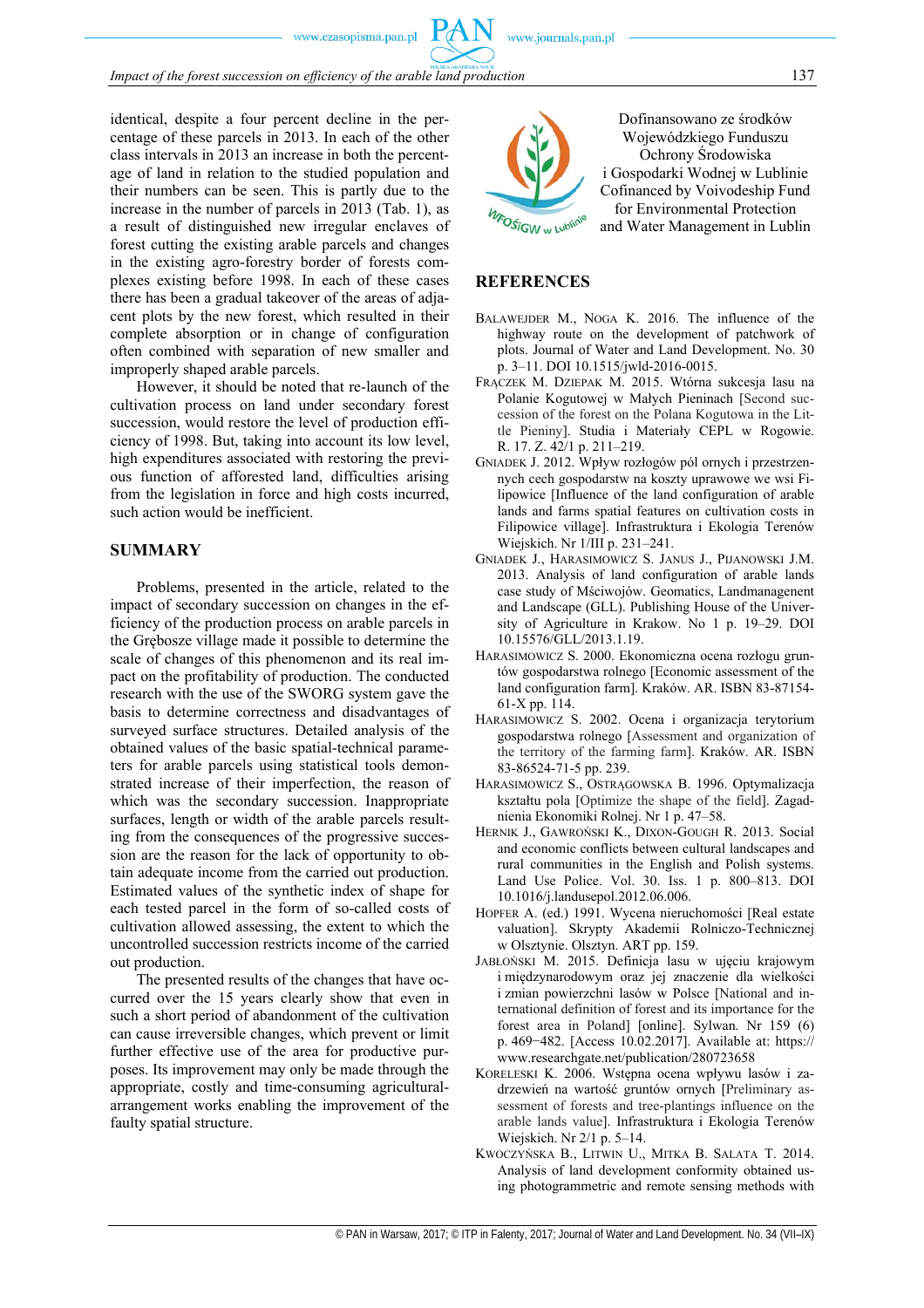identical, despite a four percent decline in the percentage of these parcels in 2013. In each of the other class intervals in 2013 an increase in both the percentage of land in relation to the studied population and their numbers can be seen. This is partly due to the increase in the number of parcels in 2013 (Tab. 1), as a result of distinguished new irregular enclaves of forest cutting the existing arable parcels and changes in the existing agro-forestry border of forests complexes existing before 1998. In each of these cases there has been a gradual takeover of the areas of adjacent plots by the new forest, which resulted in their complete absorption or in change of configuration often combined with separation of new smaller and improperly shaped arable parcels.

However, it should be noted that re-launch of the cultivation process on land under secondary forest succession, would restore the level of production efficiency of 1998. But, taking into account its low level, high expenditures associated with restoring the previous function of afforested land, difficulties arising from the legislation in force and high costs incurred, such action would be inefficient.

## SUMMARY

Problems, presented in the article, related to the impact of secondary succession on changes in the efficiency of the production process on arable parcels in the Grębosze village made it possible to determine the scale of changes of this phenomenon and its real impact on the profitability of production. The conducted research with the use of the SWORG system gave the basis to determine correctness and disadvantages of surveyed surface structures. Detailed analysis of the obtained values of the basic spatial-technical parameters for arable parcels using statistical tools demonstrated increase of their imperfection, the reason of which was the secondary succession. Inappropriate surfaces, length or width of the arable parcels resulting from the consequences of the progressive succession are the reason for the lack of opportunity to obtain adequate income from the carried out production. Estimated values of the synthetic index of shape for each tested parcel in the form of so-called costs of cultivation allowed assessing, the extent to which the uncontrolled succession restricts income of the carried out production.

The presented results of the changes that have occurred over the 15 years clearly show that even in such a short period of abandonment of the cultivation can cause irreversible changes, which prevent or limit further effective use of the area for productive purposes. Its improvement may only be made through the appropriate, costly and time-consuming agricultural-arrangement works enabling the improvement of the faulty spatial structure.

Dofinansowano ze środków Wojewódzkiego Funduszu Ochrony Środowiska i Gospodarki Wodnej w Lublinie
Cofinanced by Voivodeship Fund for Environmental Protection and Water Management in Lublin

## REFERENCES

BALAWEJDER M., NOGA K. 2016. The influence of the highway route on the development of patchwork of plots. Journal of Water and Land Development. No. 30 p. 3–11. DOI 10.1515/jwld-2016-0015.

FRĄCZEK M. DZIEPAK M. 2015. Wtórna sukcesja lasu na Polanie Kogutowej w Małych Pieninach [Second succession of the forest on the Polana Kogutowa in the Little Pieniny]. Studia i Materiały CEPL w Rogowie. R. 17. Z. 42/1 p. 211–219.

GNIADEK J. 2012. Wpływ rozłogów pól ornych i przestrzennych cech gospodarstw na koszty uprawowe we wsi Filipowice [Influence of the land configuration of arable lands and farms spatial features on cultivation costs in Filipowice village]. Infrastruktura i Ekologia Terenów Wiejskich. Nr 1/III p. 231–241.

GNIADEK J., HARASIMOWICZ S. JANUS J., PIJANOWSKI J.M. 2013. Analysis of land configuration of arable lands case study of Mściwojów. Geomatics, Landmanagement and Landscape (GLL). Publishing House of the University of Agriculture in Krakow. No 1 p. 19–29. DOI 10.15576/GLL/2013.1.19.

HARASIMOWICZ S. 2000. Ekonomiczna ocena rozłogu gruntów gospodarstwa rolnego [Economic assessment of the land configuration farm]. Kraków. AR. ISBN 83-87154-61-X pp. 114.

HARASIMOWICZ S. 2002. Ocena i organizacja terytorium gospodarstwa rolnego [Assessment and organization of the territory of the farming farm]. Kraków. AR. ISBN 83-86524-71-5 pp. 239.

HARASIMOWICZ S., OSTRĄGOWSKA B. 1996. Optymalizacja kształtu pola [Optimize the shape of the field]. Zagadnienia Ekonomiki Rolnej. Nr 1 p. 47–58.

HERNIK J., GAWROŃSKI K., DIXON-GOUGH R. 2013. Social and economic conflicts between cultural landscapes and rural communities in the English and Polish systems. Land Use Police. Vol. 30. Iss. 1 p. 800–813. DOI 10.1016/j.landusepol.2012.06.006.

HOPFER A. (ed.) 1991. Wycena nieruchomości [Real estate valuation]. Skrypty Akademii Rolniczo-Technicznej w Olsztynie. Olsztyn. ART pp. 159.

JABŁOŃSKI M. 2015. Definicja lasu w ujęciu krajowym i międzynarodowym oraz jej znaczenie dla wielkości i zmian powierzchni lasów w Polsce [National and international definition of forest and its importance for the forest area in Poland] [online]. Sylwan. Nr 159 (6) p. 469−482. [Access 10.02.2017]. Available at: https://www.researchgate.net/publication/280723658

KORELESKI K. 2006. Wstępna ocena wpływu lasów i zadrzewień na wartość gruntów ornych [Preliminary assessment of forests and tree-plantings influence on the arable lands value]. Infrastruktura i Ekologia Terenów Wiejskich. Nr 2/1 p. 5–14.

KWOCZYŃSKA B., LITWIN U., MITKA B. SALATA T. 2014. Analysis of land development conformity obtained using photogrammetric and remote sensing methods with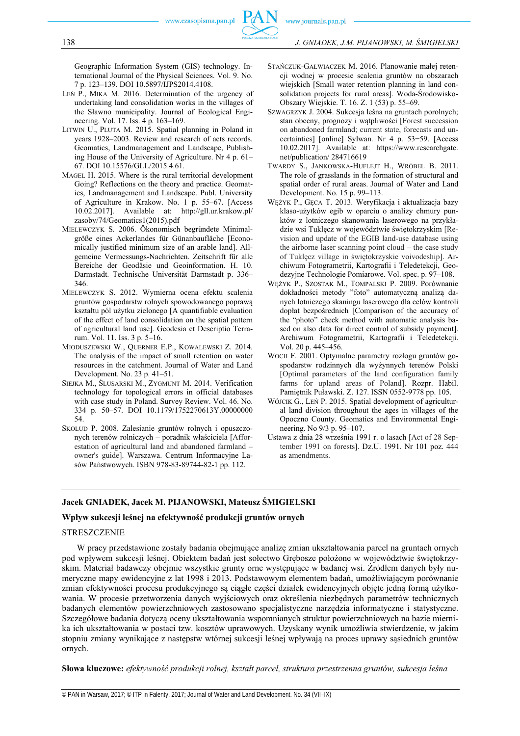Geographic Information System (GIS) technology. International Journal of the Physical Sciences. Vol. 9. No. 7 p. 123–139. DOI 10.5897/IJPS2014.4108.

LEŃ P., MIKA M. 2016. Determination of the urgency of undertaking land consolidation works in the villages of the Sławno municipality. Journal of Ecological Engineering. Vol. 17. Iss. 4 p. 163–169.

LITWIN U., PLUTA M. 2015. Spatial planning in Poland in years 1928–2003. Review and research of acts records. Geomatics, Landmanagement and Landscape, Publishing House of the University of Agriculture. Nr 4 p. 61–67. DOI 10.15576/GLL/2015.4.61.

MAGEL H. 2015. Where is the rural territorial development Going? Reflections on the theory and practice. Geomatics, Landmanagement and Landscape. Publ. University of Agriculture in Krakow. No. 1 p. 55–67. [Access 10.02.2017]. Available at: http://gll.ur.krakow.pl/zasoby/74/Geomatics1(2015).pdf

MIELEWCZYK S. 2006. Ökonomisch begründete Minimalgröße eines Ackerlandes für Günanbaufläche [Economically justified minimum size of an arable land]. Allgemeine Vermessungs-Nachrichten. Zeitschrift für alle Bereiche der Geodäsie und Geoinformation. H. 10. Darmstadt. Technische Universität Darmstadt p. 336–346.

MIELEWCZYK S. 2012. Wymierna ocena efektu scalenia gruntów gospodarstw rolnych spowodowanego poprawą kształtu pól użytku zielonego [A quantifiable evaluation of the effect of land consolidation on the spatial pattern of agricultural land use]. Geodesia et Descriptio Terrarum. Vol. 11. Iss. 3 p. 5–16.

MIODUSZEWSKI W., QUERNER E.P., KOWALEWSKI Z. 2014. The analysis of the impact of small retention on water resources in the catchment. Journal of Water and Land Development. No. 23 p. 41–51.

SIEJKA M., ŚLUSARSKI M., ZYGMUNT M. 2014. Verification technology for topological errors in official databases with case study in Poland. Survey Review. Vol. 46. No. 334 p. 50–57. DOI 10.1179/1752270613Y.0000000054.

SKOLUD P. 2008. Zalesianie gruntów rolnych i opuszczonych terenów rolniczych – poradnik właściciela [Afforestation of agricultural land and abandoned farmland – owner's guide]. Warszawa. Centrum Informacyjne Lasów Państwowych. ISBN 978-83-89744-82-1 pp. 112.

STAŃCZUK-GAŁWIACZEK M. 2016. Planowanie małej retencji wodnej w procesie scalenia gruntów na obszarach wiejskich [Small water retention planning in land consolidation projects for rural areas]. Woda-Środowisko-Obszary Wiejskie. T. 16. Z. 1 (53) p. 55–69.

SZWAGRZYK J. 2004. Sukcesja leśna na gruntach porolnych; stan obecny, prognozy i wątpliwości [Forest succession on abandoned farmland; current state, forecasts and uncertainties] [online] Sylwan. Nr 4 p. 53−59. [Access 10.02.2017]. Available at: https://www.researchgate.net/publication/ 284716619

TWARDY S., JANKOWSKA-HUFLEJT H., WRÓBEL B. 2011. The role of grasslands in the formation of structural and spatial order of rural areas. Journal of Water and Land Development. No. 15 p. 99–113.

WĘŻYK P., GĘCA T. 2013. Weryfikacja i aktualizacja bazy klaso-użytków egib w oparciu o analizy chmury punktów z lotniczego skanowania laserowego na przykładzie wsi Tuklęcz w województwie świętokrzyskim [Revision and update of the EGIB land-use database using the airborne laser scanning point cloud – the case study of Tuklęcz village in świętokrzyskie voivodeship]. Archiwum Fotogrametrii, Kartografii i Teledetekcji, Geodezyjne Technologie Pomiarowe. Vol. spec. p. 97–108.

WĘŻYK P., SZOSTAK M., TOMPALSKI P. 2009. Porównanie dokładności metody "foto" automatyczną analizą danych lotniczego skaningu laserowego dla celów kontroli dopłat bezpośrednich [Comparison of the accuracy of the "photo" check method with automatic analysis based on also data for direct control of subsidy payment]. Archiwum Fotogrametrii, Kartografii i Teledetekcji. Vol. 20 p. 445–456.

WOCH F. 2001. Optymalne parametry rozłogu gruntów gospodarstw rodzinnych dla wyżynnych terenów Polski [Optimal parameters of the land configuration family farms for upland areas of Poland]. Rozpr. Habil. Pamiętnik Puławski. Z. 127. ISSN 0552-9778 pp. 105.

WÓJCIK G., LEŃ P. 2015. Spatial development of agricultural land division throughout the ages in villages of the Opoczno County. Geomatics and Environmental Engineering. No 9/3 p. 95–107.

Ustawa z dnia 28 września 1991 r. o lasach [Act of 28 September 1991 on forests]. Dz.U. 1991. Nr 101 poz. 444 as amendments.

---

**Jacek GNIADEK, Jacek M. PIJANOWSKI, Mateusz ŚMIGIELSKI**

**Wpływ sukcesji leśnej na efektywność produkcji gruntów ornych**

STRESZCZENIE

W pracy przedstawione zostały badania obejmujące analizę zmian ukształtowania parcel na gruntach ornych pod wpływem sukcesji leśnej. Obiektem badań jest sołectwo Grębosze położone w województwie świętokrzyskim. Materiał badawczy obejmie wszystkie grunty orne występujące w badanej wsi. Źródłem danych były numeryczne mapy ewidencyjne z lat 1998 i 2013. Podstawowym elementem badań, umożliwiającym porównanie zmian efektywności procesu produkcyjnego są ciągłe części działek ewidencyjnych objęte jedną formą użytkowania. W procesie przetworzenia danych wyjściowych oraz określenia niezbędnych parametrów technicznych badanych elementów powierzchniowych zastosowano specjalistyczne narzędzia informatyczne i statystyczne. Szczegółowe badania dotyczą oceny ukształtowania wspomnianych struktur powierzchniowych na bazie miernika ich ukształtowania w postaci tzw. kosztów uprawowych. Uzyskany wynik umożliwia stwierdzenie, w jakim stopniu zmiany wynikające z następstw wtórnej sukcesji leśnej wpływają na proces uprawy sąsiednich gruntów ornych.

**Słowa kluczowe:** *efektywność produkcji rolnej, kształt parcel, struktura przestrzenna gruntów, sukcesja leśna*